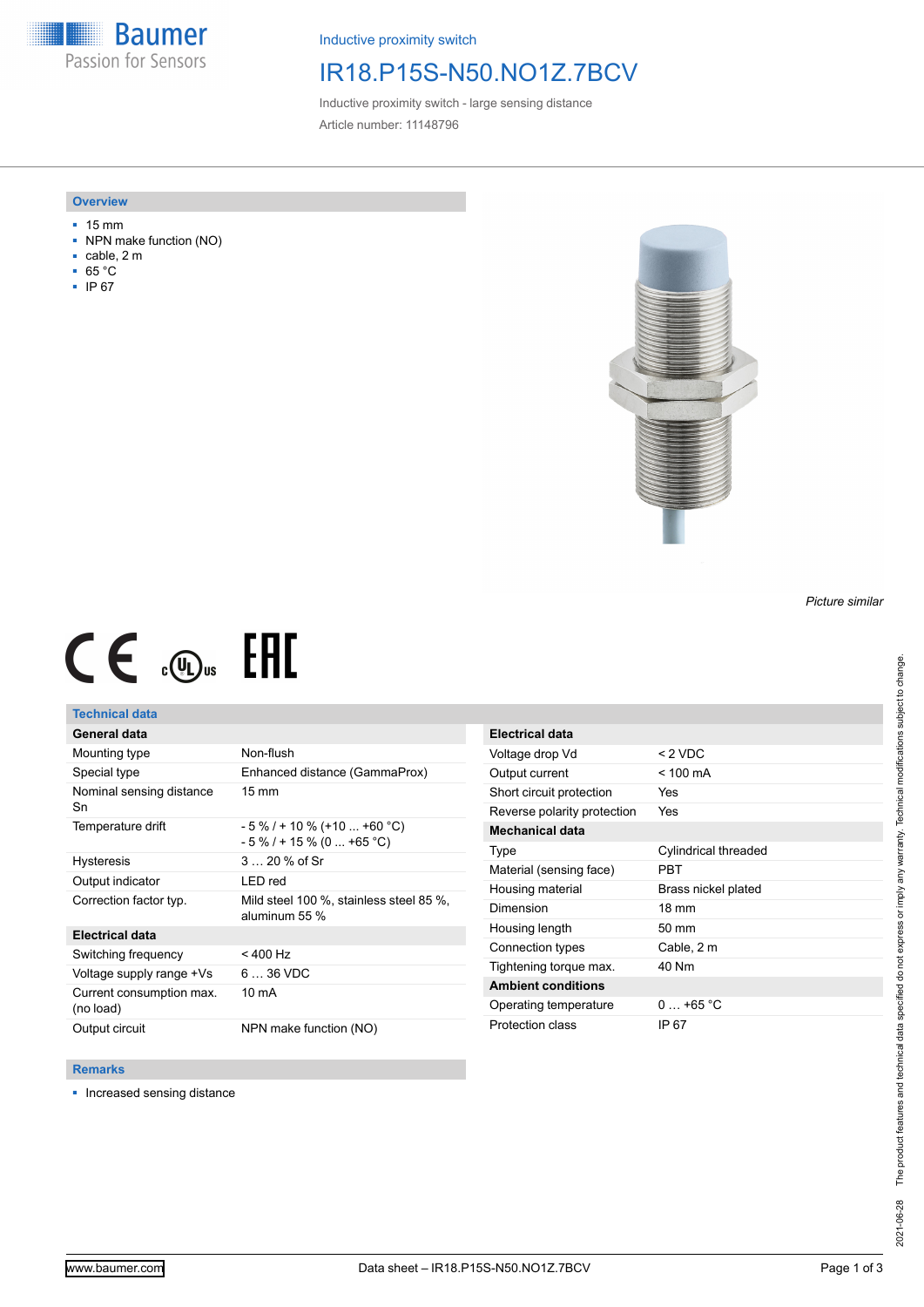Baumer
Passion for Sensors

Inductive proximity switch

# IR18.P15S-N50.NO1Z.7BCV

Inductive proximity switch - large sensing distance

Article number: 11148796

## Overview

- 15 mm
- NPN make function (NO)
- cable, 2 m
- 65 °C
- IP 67

*Picture similar*

## Technical data

| General data | |
|---|---|
| Mounting type | Non-flush |
| Special type | Enhanced distance (GammaProx) |
| Nominal sensing distance Sn | 15 mm |
| Temperature drift | - 5 % / + 10 % (+10 ... +60 °C)<br>- 5 % / + 15 % (0 ... +65 °C) |
| Hysteresis | 3 … 20 % of Sr |
| Output indicator | LED red |
| Correction factor typ. | Mild steel 100 %, stainless steel 85 %, aluminum 55 % |
| **Electrical data** | |
| Switching frequency | < 400 Hz |
| Voltage supply range +Vs | 6 … 36 VDC |
| Current consumption max. (no load) | 10 mA |
| Output circuit | NPN make function (NO) |

| Electrical data | |
|---|---|
| Voltage drop Vd | < 2 VDC |
| Output current | < 100 mA |
| Short circuit protection | Yes |
| Reverse polarity protection | Yes |
| **Mechanical data** | |
| Type | Cylindrical threaded |
| Material (sensing face) | PBT |
| Housing material | Brass nickel plated |
| Dimension | 18 mm |
| Housing length | 50 mm |
| Connection types | Cable, 2 m |
| Tightening torque max. | 40 Nm |
| **Ambient conditions** | |
| Operating temperature | 0 … +65 °C |
| Protection class | IP 67 |

## Remarks

- Increased sensing distance

The product features and technical data specified do not express or imply any warranty. Technical modifications subject to change. 2021-06-28

www.baumer.com — Data sheet – IR18.P15S-N50.NO1Z.7BCV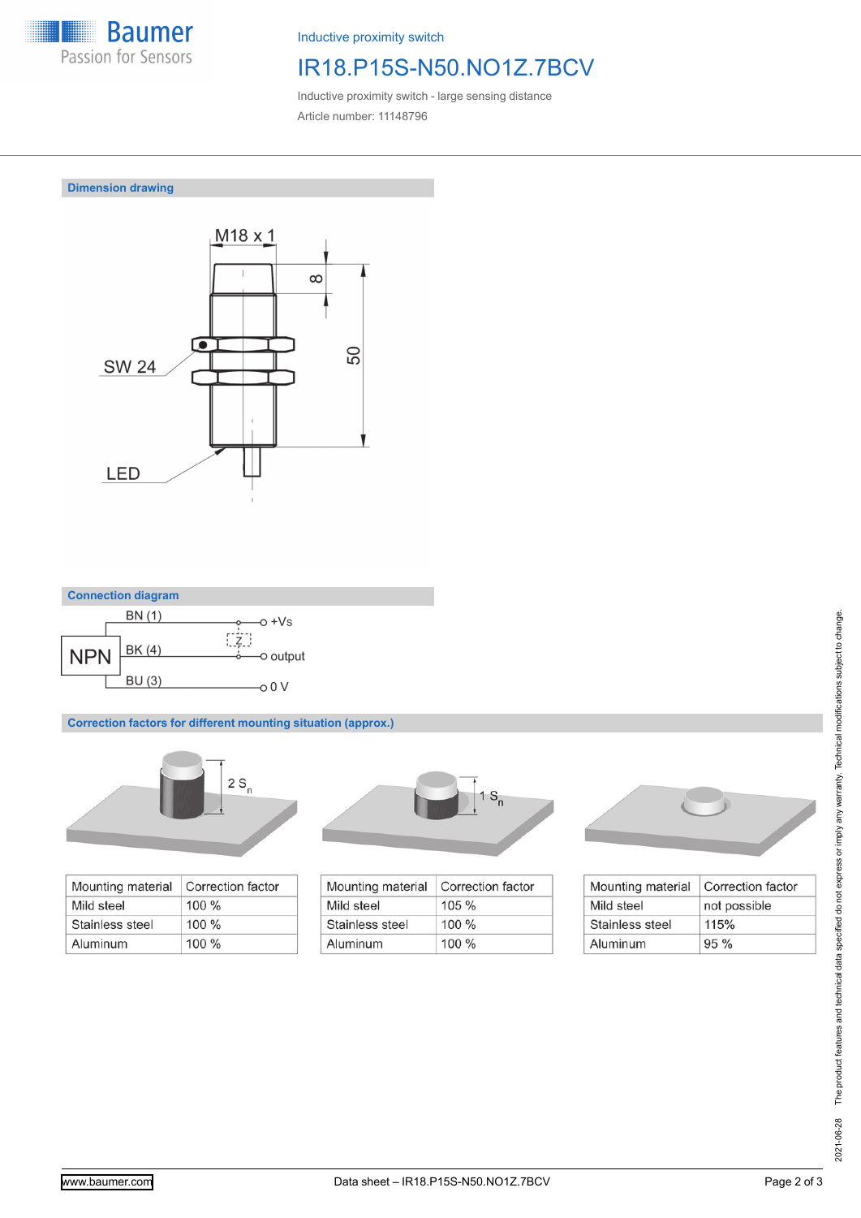Inductive proximity switch

# IR18.P15S-N50.NO1Z.7BCV

Inductive proximity switch - large sensing distance

Article number: 11148796

## Dimension drawing

M18 x 1

8

50

SW 24

LED

## Connection diagram

NPN

BN (1) — +Vs

BK (4) — output

BU (3) — 0 V

Z

## Correction factors for different mounting situation (approx.)

2 $S_n$

| Mounting material | Correction factor |
|---|---|
| Mild steel | 100 % |
| Stainless steel | 100 % |
| Aluminum | 100 % |

1 $S_n$

| Mounting material | Correction factor |
|---|---|
| Mild steel | 105 % |
| Stainless steel | 100 % |
| Aluminum | 100 % |

| Mounting material | Correction factor |
|---|---|
| Mild steel | not possible |
| Stainless steel | 115% |
| Aluminum | 95 % |

2021-06-28 The product features and technical data specified do not express or imply any warranty. Technical modifications subject to change.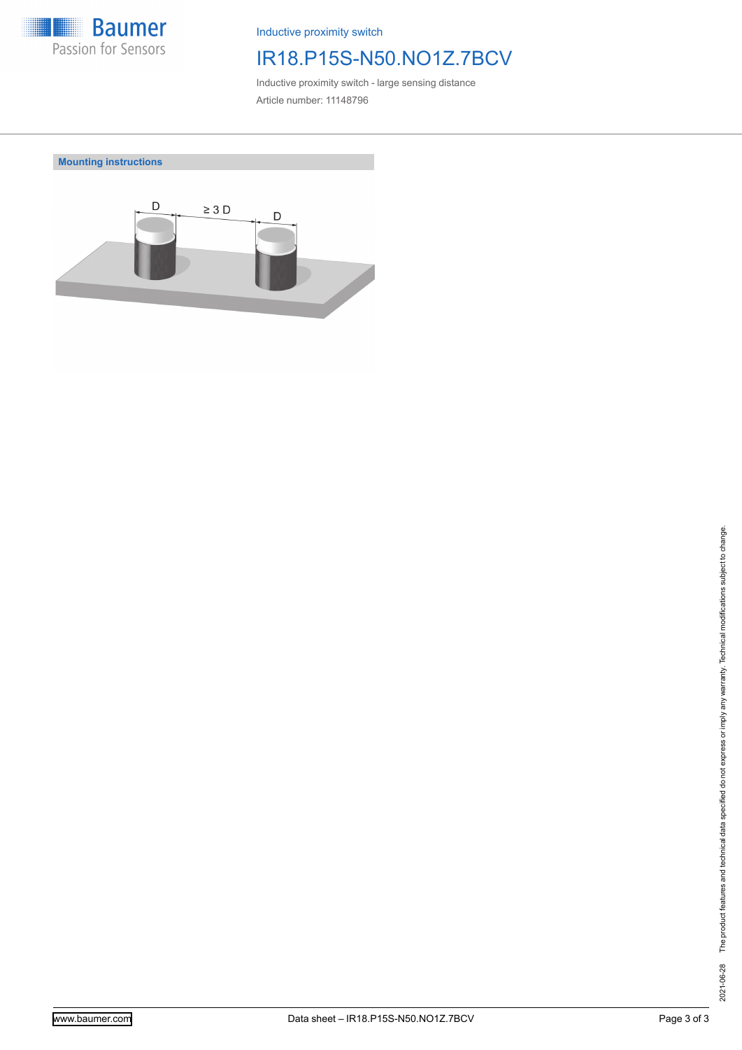Inductive proximity switch

# IR18.P15S-N50.NO1Z.7BCV

Inductive proximity switch - large sensing distance

Article number: 11148796

## Mounting instructions

D

≥ 3 D

D

The product features and technical data specified do not express or imply any warranty. Technical modifications subject to change.

2021-06-28